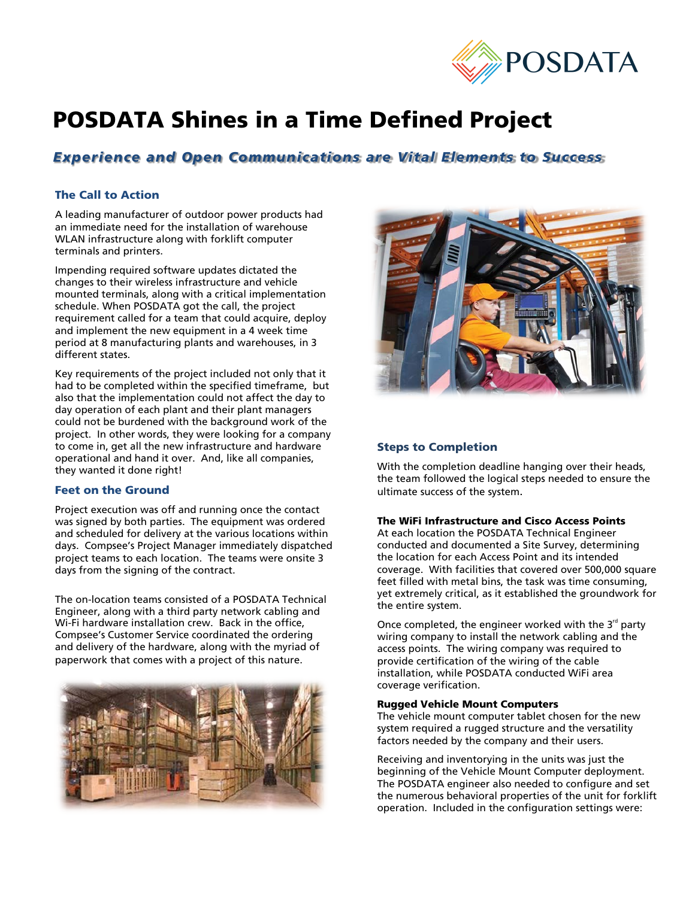# POSDATA Shines in a Time Defined Project

## *Experience and Open Communications are Vital Elements to Success*

### The Call to Action

A leading manufacturer of outdoor power products had an immediate need for the installation of warehouse WLAN infrastructure along with forklift computer terminals and printers.

Impending required software updates dictated the changes to their wireless infrastructure and vehicle mounted terminals, along with a critical implementation schedule. When POSDATA got the call, the project requirement called for a team that could acquire, deploy and implement the new equipment in a 4 week time period at 8 manufacturing plants and warehouses, in 3 different states.

Key requirements of the project included not only that it had to be completed within the specified timeframe, but also that the implementation could not affect the day to day operation of each plant and their plant managers could not be burdened with the background work of the project. In other words, they were looking for a company to come in, get all the new infrastructure and hardware operational and hand it over. And, like all companies, they wanted it done right!

### Feet on the Ground

Project execution was off and running once the contact was signed by both parties. The equipment was ordered and scheduled for delivery at the various locations within days. Compsee's Project Manager immediately dispatched project teams to each location. The teams were onsite 3 days from the signing of the contract.

The on-location teams consisted of a POSDATA Technical Engineer, along with a third party network cabling and Wi-Fi hardware installation crew. Back in the office, Compsee's Customer Service coordinated the ordering and delivery of the hardware, along with the myriad of paperwork that comes with a project of this nature.

### Steps to Completion

With the completion deadline hanging over their heads, the team followed the logical steps needed to ensure the ultimate success of the system.

**The WiFi Infrastructure and Cisco Access Points**
At each location the POSDATA Technical Engineer conducted and documented a Site Survey, determining the location for each Access Point and its intended coverage. With facilities that covered over 500,000 square feet filled with metal bins, the task was time consuming, yet extremely critical, as it established the groundwork for the entire system.

Once completed, the engineer worked with the 3rd party wiring company to install the network cabling and the access points. The wiring company was required to provide certification of the wiring of the cable installation, while POSDATA conducted WiFi area coverage verification.

**Rugged Vehicle Mount Computers**
The vehicle mount computer tablet chosen for the new system required a rugged structure and the versatility factors needed by the company and their users.

Receiving and inventorying in the units was just the beginning of the Vehicle Mount Computer deployment. The POSDATA engineer also needed to configure and set the numerous behavioral properties of the unit for forklift operation. Included in the configuration settings were: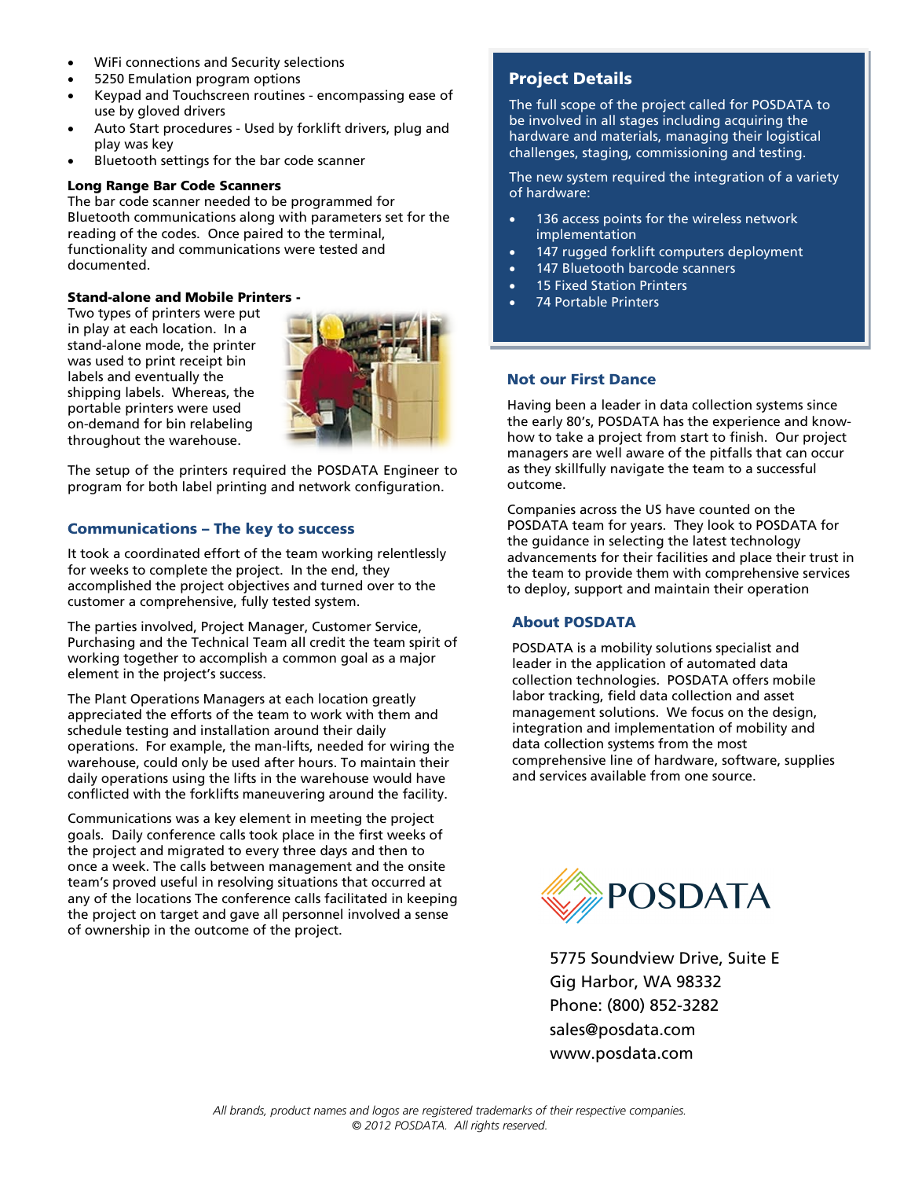- WiFi connections and Security selections
- 5250 Emulation program options
- Keypad and Touchscreen routines - encompassing ease of use by gloved drivers
- Auto Start procedures - Used by forklift drivers, plug and play was key
- Bluetooth settings for the bar code scanner

**Long Range Bar Code Scanners**
The bar code scanner needed to be programmed for Bluetooth communications along with parameters set for the reading of the codes. Once paired to the terminal, functionality and communications were tested and documented.

**Stand-alone and Mobile Printers -**
Two types of printers were put in play at each location. In a stand-alone mode, the printer was used to print receipt bin labels and eventually the shipping labels. Whereas, the portable printers were used on-demand for bin relabeling throughout the warehouse.

The setup of the printers required the POSDATA Engineer to program for both label printing and network configuration.

## Communications – The key to success

It took a coordinated effort of the team working relentlessly for weeks to complete the project. In the end, they accomplished the project objectives and turned over to the customer a comprehensive, fully tested system.

The parties involved, Project Manager, Customer Service, Purchasing and the Technical Team all credit the team spirit of working together to accomplish a common goal as a major element in the project's success.

The Plant Operations Managers at each location greatly appreciated the efforts of the team to work with them and schedule testing and installation around their daily operations. For example, the man-lifts, needed for wiring the warehouse, could only be used after hours. To maintain their daily operations using the lifts in the warehouse would have conflicted with the forklifts maneuvering around the facility.

Communications was a key element in meeting the project goals. Daily conference calls took place in the first weeks of the project and migrated to every three days and then to once a week. The calls between management and the onsite team's proved useful in resolving situations that occurred at any of the locations The conference calls facilitated in keeping the project on target and gave all personnel involved a sense of ownership in the outcome of the project.

## Project Details

The full scope of the project called for POSDATA to be involved in all stages including acquiring the hardware and materials, managing their logistical challenges, staging, commissioning and testing.

The new system required the integration of a variety of hardware:

- 136 access points for the wireless network implementation
- 147 rugged forklift computers deployment
- 147 Bluetooth barcode scanners
- 15 Fixed Station Printers
- 74 Portable Printers

## Not our First Dance

Having been a leader in data collection systems since the early 80's, POSDATA has the experience and know-how to take a project from start to finish. Our project managers are well aware of the pitfalls that can occur as they skillfully navigate the team to a successful outcome.

Companies across the US have counted on the POSDATA team for years. They look to POSDATA for the guidance in selecting the latest technology advancements for their facilities and place their trust in the team to provide them with comprehensive services to deploy, support and maintain their operation

## About POSDATA

POSDATA is a mobility solutions specialist and leader in the application of automated data collection technologies. POSDATA offers mobile labor tracking, field data collection and asset management solutions. We focus on the design, integration and implementation of mobility and data collection systems from the most comprehensive line of hardware, software, supplies and services available from one source.

POSDATA

5775 Soundview Drive, Suite E
Gig Harbor, WA 98332
Phone: (800) 852-3282
sales@posdata.com
www.posdata.com

*All brands, product names and logos are registered trademarks of their respective companies.*
*© 2012 POSDATA. All rights reserved.*